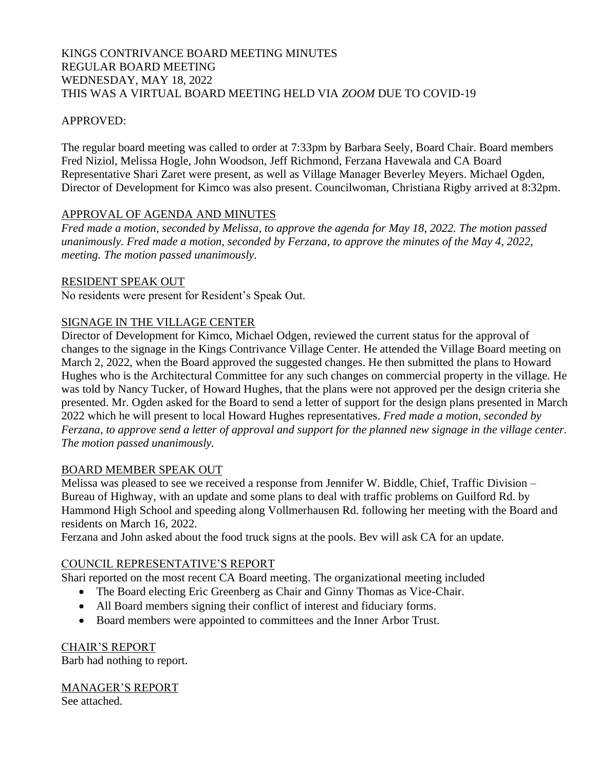KINGS CONTRIVANCE BOARD MEETING MINUTES
REGULAR BOARD MEETING
WEDNESDAY, MAY 18, 2022
THIS WAS A VIRTUAL BOARD MEETING HELD VIA *ZOOM* DUE TO COVID-19

APPROVED:

The regular board meeting was called to order at 7:33pm by Barbara Seely, Board Chair. Board members Fred Niziol, Melissa Hogle, John Woodson, Jeff Richmond, Ferzana Havewala and CA Board Representative Shari Zaret were present, as well as Village Manager Beverley Meyers. Michael Ogden, Director of Development for Kimco was also present. Councilwoman, Christiana Rigby arrived at 8:32pm.

## APPROVAL OF AGENDA AND MINUTES

*Fred made a motion, seconded by Melissa, to approve the agenda for May 18, 2022. The motion passed unanimously. Fred made a motion, seconded by Ferzana, to approve the minutes of the May 4, 2022, meeting. The motion passed unanimously.*

## RESIDENT SPEAK OUT

No residents were present for Resident's Speak Out.

## SIGNAGE IN THE VILLAGE CENTER

Director of Development for Kimco, Michael Odgen, reviewed the current status for the approval of changes to the signage in the Kings Contrivance Village Center. He attended the Village Board meeting on March 2, 2022, when the Board approved the suggested changes. He then submitted the plans to Howard Hughes who is the Architectural Committee for any such changes on commercial property in the village. He was told by Nancy Tucker, of Howard Hughes, that the plans were not approved per the design criteria she presented. Mr. Ogden asked for the Board to send a letter of support for the design plans presented in March 2022 which he will present to local Howard Hughes representatives. *Fred made a motion, seconded by Ferzana, to approve send a letter of approval and support for the planned new signage in the village center. The motion passed unanimously.*

## BOARD MEMBER SPEAK OUT

Melissa was pleased to see we received a response from Jennifer W. Biddle, Chief, Traffic Division – Bureau of Highway, with an update and some plans to deal with traffic problems on Guilford Rd. by Hammond High School and speeding along Vollmerhausen Rd. following her meeting with the Board and residents on March 16, 2022.

Ferzana and John asked about the food truck signs at the pools. Bev will ask CA for an update.

## COUNCIL REPRESENTATIVE'S REPORT

Shari reported on the most recent CA Board meeting. The organizational meeting included

- The Board electing Eric Greenberg as Chair and Ginny Thomas as Vice-Chair.
- All Board members signing their conflict of interest and fiduciary forms.
- Board members were appointed to committees and the Inner Arbor Trust.

## CHAIR'S REPORT

Barb had nothing to report.

## MANAGER'S REPORT

See attached.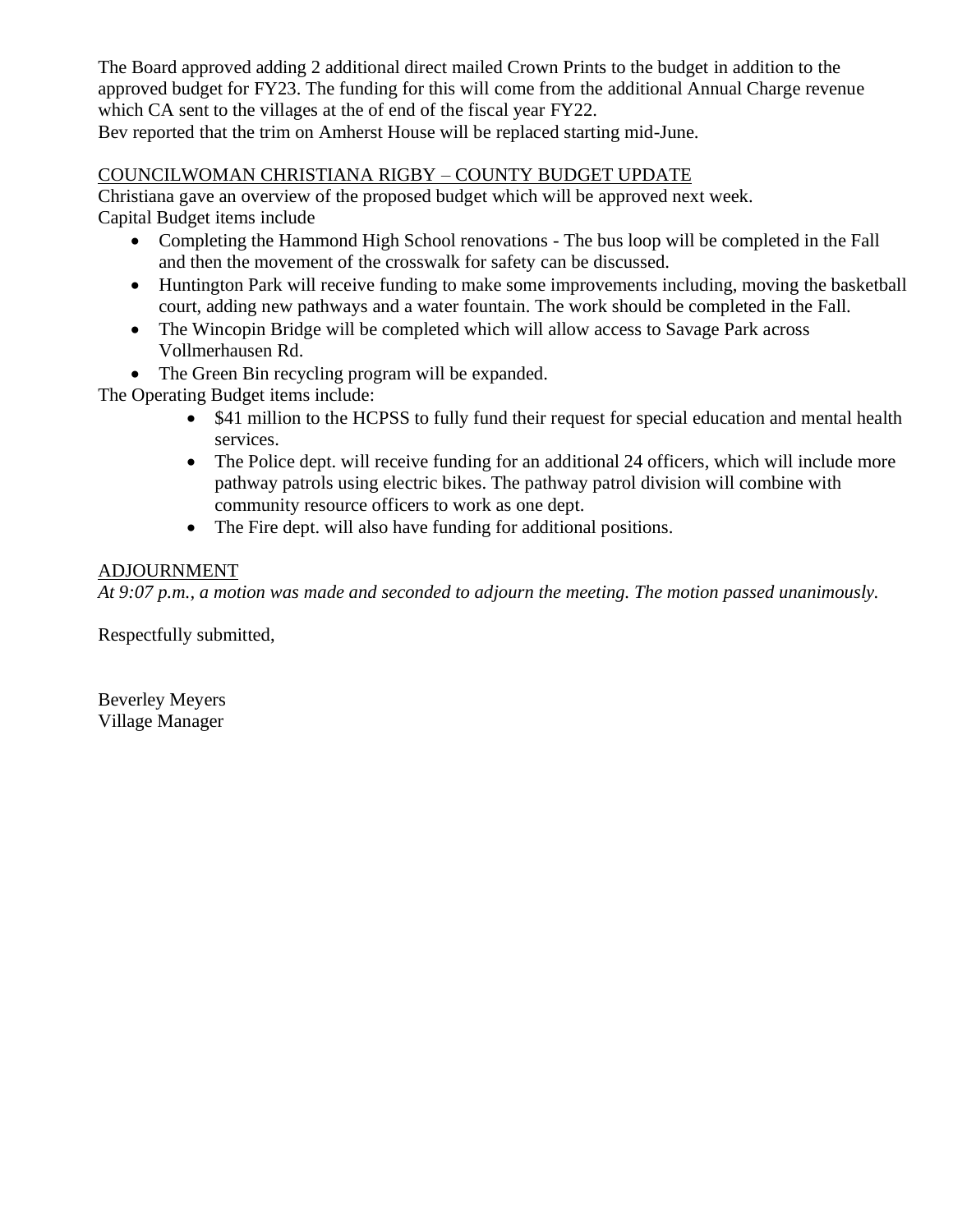The Board approved adding 2 additional direct mailed Crown Prints to the budget in addition to the approved budget for FY23. The funding for this will come from the additional Annual Charge revenue which CA sent to the villages at the of end of the fiscal year FY22.
Bev reported that the trim on Amherst House will be replaced starting mid-June.

<u>COUNCILWOMAN CHRISTIANA RIGBY – COUNTY BUDGET UPDATE</u>

Christiana gave an overview of the proposed budget which will be approved next week.
Capital Budget items include

- Completing the Hammond High School renovations - The bus loop will be completed in the Fall and then the movement of the crosswalk for safety can be discussed.
- Huntington Park will receive funding to make some improvements including, moving the basketball court, adding new pathways and a water fountain. The work should be completed in the Fall.
- The Wincopin Bridge will be completed which will allow access to Savage Park across Vollmerhausen Rd.
- The Green Bin recycling program will be expanded.

The Operating Budget items include:

- $41 million to the HCPSS to fully fund their request for special education and mental health services.
- The Police dept. will receive funding for an additional 24 officers, which will include more pathway patrols using electric bikes. The pathway patrol division will combine with community resource officers to work as one dept.
- The Fire dept. will also have funding for additional positions.

<u>ADJOURNMENT</u>

*At 9:07 p.m., a motion was made and seconded to adjourn the meeting. The motion passed unanimously.*

Respectfully submitted,

Beverley Meyers
Village Manager